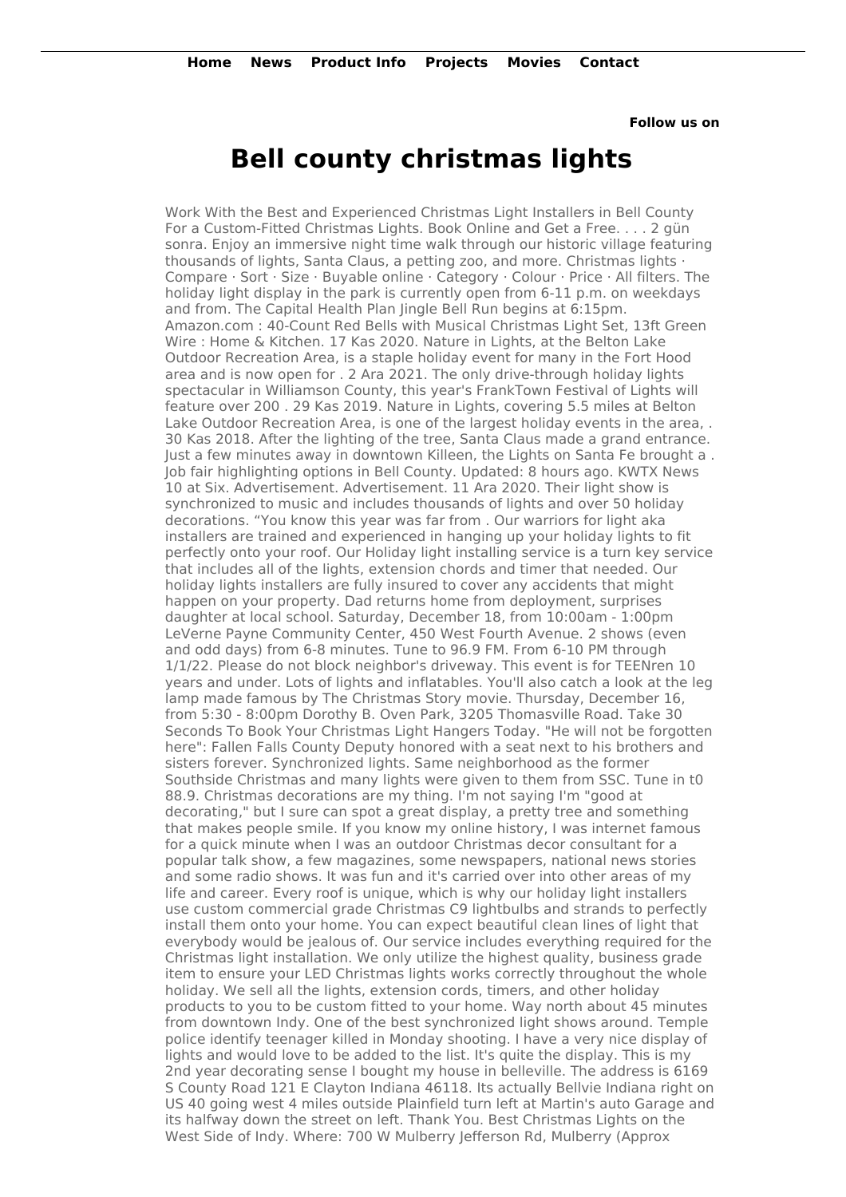Home News Product Info Projects Movies Contact

**Follow us on**

# Bell county christmas lights

Work With the Best and Experienced Christmas Light Installers in Bell County For a Custom-Fitted Christmas Lights. Book Online and Get a Free. . . . 2 gün sonra. Enjoy an immersive night time walk through our historic village featuring thousands of lights, Santa Claus, a petting zoo, and more. Christmas lights · Compare · Sort · Size · Buyable online · Category · Colour · Price · All filters. The holiday light display in the park is currently open from 6-11 p.m. on weekdays and from. The Capital Health Plan Jingle Bell Run begins at 6:15pm. Amazon.com : 40-Count Red Bells with Musical Christmas Light Set, 13ft Green Wire : Home & Kitchen. 17 Kas 2020. Nature in Lights, at the Belton Lake Outdoor Recreation Area, is a staple holiday event for many in the Fort Hood area and is now open for . 2 Ara 2021. The only drive-through holiday lights spectacular in Williamson County, this year's FrankTown Festival of Lights will feature over 200 . 29 Kas 2019. Nature in Lights, covering 5.5 miles at Belton Lake Outdoor Recreation Area, is one of the largest holiday events in the area, . 30 Kas 2018. After the lighting of the tree, Santa Claus made a grand entrance. Just a few minutes away in downtown Killeen, the Lights on Santa Fe brought a . Job fair highlighting options in Bell County. Updated: 8 hours ago. KWTX News 10 at Six. Advertisement. Advertisement. 11 Ara 2020. Their light show is synchronized to music and includes thousands of lights and over 50 holiday decorations. "You know this year was far from . Our warriors for light aka installers are trained and experienced in hanging up your holiday lights to fit perfectly onto your roof. Our Holiday light installing service is a turn key service that includes all of the lights, extension chords and timer that needed. Our holiday lights installers are fully insured to cover any accidents that might happen on your property. Dad returns home from deployment, surprises daughter at local school. Saturday, December 18, from 10:00am - 1:00pm LeVerne Payne Community Center, 450 West Fourth Avenue. 2 shows (even and odd days) from 6-8 minutes. Tune to 96.9 FM. From 6-10 PM through 1/1/22. Please do not block neighbor's driveway. This event is for TEENren 10 years and under. Lots of lights and inflatables. You'll also catch a look at the leg lamp made famous by The Christmas Story movie. Thursday, December 16, from 5:30 - 8:00pm Dorothy B. Oven Park, 3205 Thomasville Road. Take 30 Seconds To Book Your Christmas Light Hangers Today. "He will not be forgotten here": Fallen Falls County Deputy honored with a seat next to his brothers and sisters forever. Synchronized lights. Same neighborhood as the former Southside Christmas and many lights were given to them from SSC. Tune in t0 88.9. Christmas decorations are my thing. I'm not saying I'm "good at decorating," but I sure can spot a great display, a pretty tree and something that makes people smile. If you know my online history, I was internet famous for a quick minute when I was an outdoor Christmas decor consultant for a popular talk show, a few magazines, some newspapers, national news stories and some radio shows. It was fun and it's carried over into other areas of my life and career. Every roof is unique, which is why our holiday light installers use custom commercial grade Christmas C9 lightbulbs and strands to perfectly install them onto your home. You can expect beautiful clean lines of light that everybody would be jealous of. Our service includes everything required for the Christmas light installation. We only utilize the highest quality, business grade item to ensure your LED Christmas lights works correctly throughout the whole holiday. We sell all the lights, extension cords, timers, and other holiday products to you to be custom fitted to your home. Way north about 45 minutes from downtown Indy. One of the best synchronized light shows around. Temple police identify teenager killed in Monday shooting. I have a very nice display of lights and would love to be added to the list. It's quite the display. This is my 2nd year decorating sense I bought my house in belleville. The address is 6169 S County Road 121 E Clayton Indiana 46118. Its actually Bellvie Indiana right on US 40 going west 4 miles outside Plainfield turn left at Martin's auto Garage and its halfway down the street on left. Thank You. Best Christmas Lights on the West Side of Indy. Where: 700 W Mulberry Jefferson Rd, Mulberry (Approx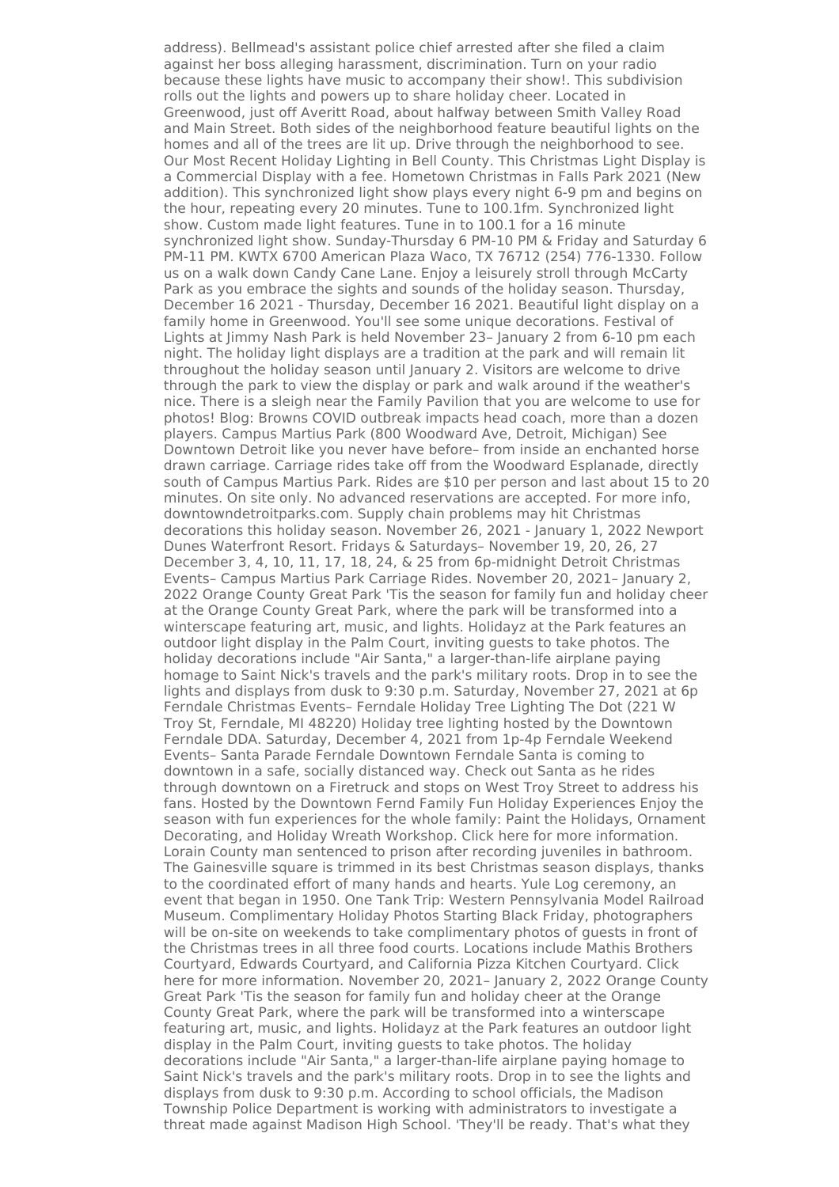address). Bellmead's assistant police chief arrested after she filed a claim against her boss alleging harassment, discrimination. Turn on your radio because these lights have music to accompany their show!. This subdivision rolls out the lights and powers up to share holiday cheer. Located in Greenwood, just off Averitt Road, about halfway between Smith Valley Road and Main Street. Both sides of the neighborhood feature beautiful lights on the homes and all of the trees are lit up. Drive through the neighborhood to see. Our Most Recent Holiday Lighting in Bell County. This Christmas Light Display is a Commercial Display with a fee. Hometown Christmas in Falls Park 2021 (New addition). This synchronized light show plays every night 6-9 pm and begins on the hour, repeating every 20 minutes. Tune to 100.1fm. Synchronized light show. Custom made light features. Tune in to 100.1 for a 16 minute synchronized light show. Sunday-Thursday 6 PM-10 PM & Friday and Saturday 6 PM-11 PM. KWTX 6700 American Plaza Waco, TX 76712 (254) 776-1330. Follow us on a walk down Candy Cane Lane. Enjoy a leisurely stroll through McCarty Park as you embrace the sights and sounds of the holiday season. Thursday, December 16 2021 - Thursday, December 16 2021. Beautiful light display on a family home in Greenwood. You'll see some unique decorations. Festival of Lights at Jimmy Nash Park is held November 23– January 2 from 6-10 pm each night. The holiday light displays are a tradition at the park and will remain lit throughout the holiday season until January 2. Visitors are welcome to drive through the park to view the display or park and walk around if the weather's nice. There is a sleigh near the Family Pavilion that you are welcome to use for photos! Blog: Browns COVID outbreak impacts head coach, more than a dozen players. Campus Martius Park (800 Woodward Ave, Detroit, Michigan) See Downtown Detroit like you never have before– from inside an enchanted horse drawn carriage. Carriage rides take off from the Woodward Esplanade, directly south of Campus Martius Park. Rides are $10 per person and last about 15 to 20 minutes. On site only. No advanced reservations are accepted. For more info, downtowndetroitparks.com. Supply chain problems may hit Christmas decorations this holiday season. November 26, 2021 - January 1, 2022 Newport Dunes Waterfront Resort. Fridays & Saturdays– November 19, 20, 26, 27 December 3, 4, 10, 11, 17, 18, 24, & 25 from 6p-midnight Detroit Christmas Events– Campus Martius Park Carriage Rides. November 20, 2021– January 2, 2022 Orange County Great Park 'Tis the season for family fun and holiday cheer at the Orange County Great Park, where the park will be transformed into a winterscape featuring art, music, and lights. Holidayz at the Park features an outdoor light display in the Palm Court, inviting guests to take photos. The holiday decorations include "Air Santa," a larger-than-life airplane paying homage to Saint Nick's travels and the park's military roots. Drop in to see the lights and displays from dusk to 9:30 p.m. Saturday, November 27, 2021 at 6p Ferndale Christmas Events– Ferndale Holiday Tree Lighting The Dot (221 W Troy St, Ferndale, MI 48220) Holiday tree lighting hosted by the Downtown Ferndale DDA. Saturday, December 4, 2021 from 1p-4p Ferndale Weekend Events– Santa Parade Ferndale Downtown Ferndale Santa is coming to downtown in a safe, socially distanced way. Check out Santa as he rides through downtown on a Firetruck and stops on West Troy Street to address his fans. Hosted by the Downtown Fernd Family Fun Holiday Experiences Enjoy the season with fun experiences for the whole family: Paint the Holidays, Ornament Decorating, and Holiday Wreath Workshop. Click here for more information. Lorain County man sentenced to prison after recording juveniles in bathroom. The Gainesville square is trimmed in its best Christmas season displays, thanks to the coordinated effort of many hands and hearts. Yule Log ceremony, an event that began in 1950. One Tank Trip: Western Pennsylvania Model Railroad Museum. Complimentary Holiday Photos Starting Black Friday, photographers will be on-site on weekends to take complimentary photos of guests in front of the Christmas trees in all three food courts. Locations include Mathis Brothers Courtyard, Edwards Courtyard, and California Pizza Kitchen Courtyard. Click here for more information. November 20, 2021– January 2, 2022 Orange County Great Park 'Tis the season for family fun and holiday cheer at the Orange County Great Park, where the park will be transformed into a winterscape featuring art, music, and lights. Holidayz at the Park features an outdoor light display in the Palm Court, inviting guests to take photos. The holiday decorations include "Air Santa," a larger-than-life airplane paying homage to Saint Nick's travels and the park's military roots. Drop in to see the lights and displays from dusk to 9:30 p.m. According to school officials, the Madison Township Police Department is working with administrators to investigate a threat made against Madison High School. 'They'll be ready. That's what they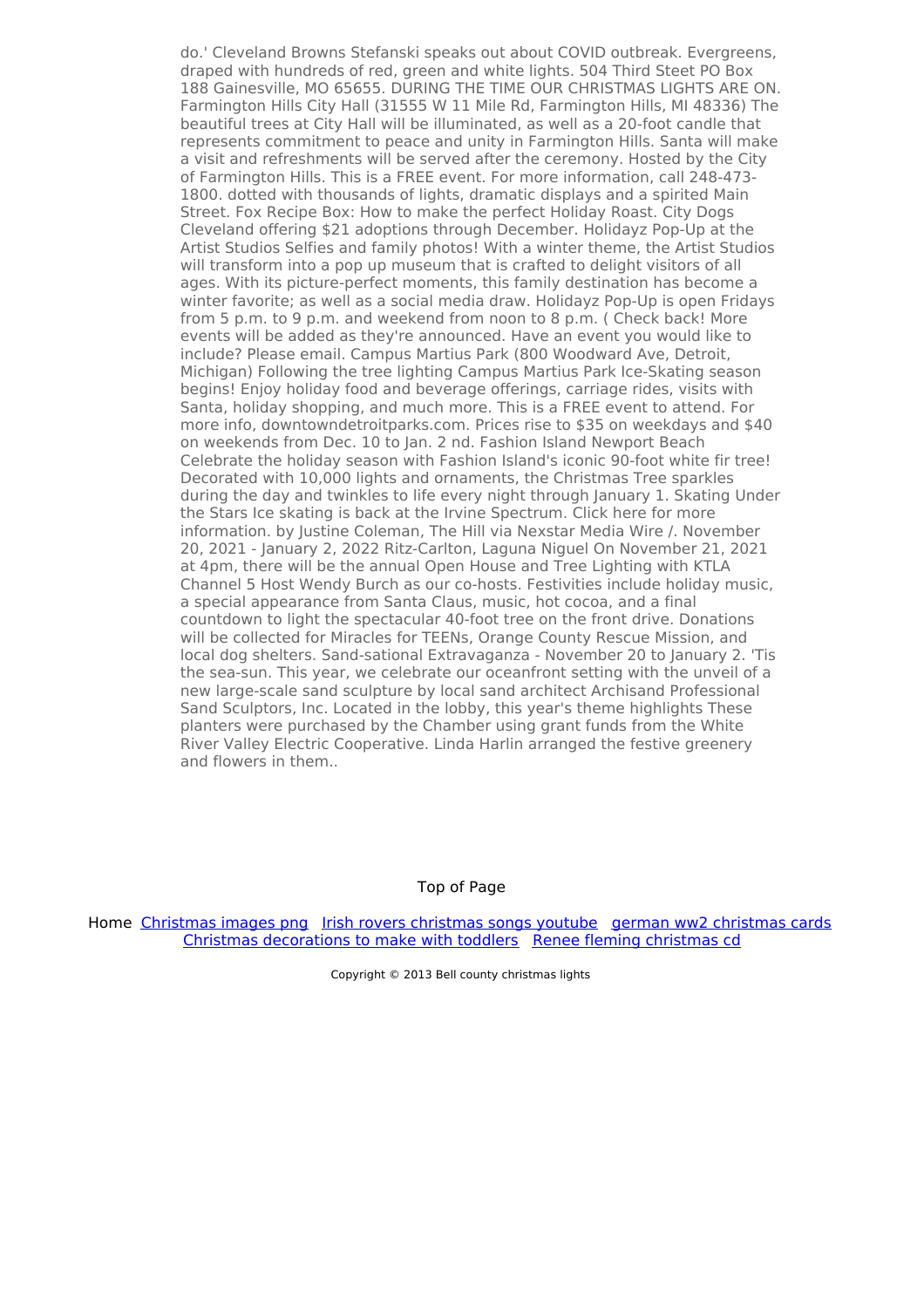do.' Cleveland Browns Stefanski speaks out about COVID outbreak. Evergreens, draped with hundreds of red, green and white lights. 504 Third Steet PO Box 188 Gainesville, MO 65655. DURING THE TIME OUR CHRISTMAS LIGHTS ARE ON. Farmington Hills City Hall (31555 W 11 Mile Rd, Farmington Hills, MI 48336) The beautiful trees at City Hall will be illuminated, as well as a 20-foot candle that represents commitment to peace and unity in Farmington Hills. Santa will make a visit and refreshments will be served after the ceremony. Hosted by the City of Farmington Hills. This is a FREE event. For more information, call 248-473-1800. dotted with thousands of lights, dramatic displays and a spirited Main Street. Fox Recipe Box: How to make the perfect Holiday Roast. City Dogs Cleveland offering $21 adoptions through December. Holidayz Pop-Up at the Artist Studios Selfies and family photos! With a winter theme, the Artist Studios will transform into a pop up museum that is crafted to delight visitors of all ages. With its picture-perfect moments, this family destination has become a winter favorite; as well as a social media draw. Holidayz Pop-Up is open Fridays from 5 p.m. to 9 p.m. and weekend from noon to 8 p.m. ( Check back! More events will be added as they're announced. Have an event you would like to include? Please email. Campus Martius Park (800 Woodward Ave, Detroit, Michigan) Following the tree lighting Campus Martius Park Ice-Skating season begins! Enjoy holiday food and beverage offerings, carriage rides, visits with Santa, holiday shopping, and much more. This is a FREE event to attend. For more info, downtowndetroitparks.com. Prices rise to $35 on weekdays and $40 on weekends from Dec. 10 to Jan. 2 nd. Fashion Island Newport Beach Celebrate the holiday season with Fashion Island's iconic 90-foot white fir tree! Decorated with 10,000 lights and ornaments, the Christmas Tree sparkles during the day and twinkles to life every night through January 1. Skating Under the Stars Ice skating is back at the Irvine Spectrum. Click here for more information. by Justine Coleman, The Hill via Nexstar Media Wire /. November 20, 2021 - January 2, 2022 Ritz-Carlton, Laguna Niguel On November 21, 2021 at 4pm, there will be the annual Open House and Tree Lighting with KTLA Channel 5 Host Wendy Burch as our co-hosts. Festivities include holiday music, a special appearance from Santa Claus, music, hot cocoa, and a final countdown to light the spectacular 40-foot tree on the front drive. Donations will be collected for Miracles for TEENs, Orange County Rescue Mission, and local dog shelters. Sand-sational Extravaganza - November 20 to January 2. 'Tis the sea-sun. This year, we celebrate our oceanfront setting with the unveil of a new large-scale sand sculpture by local sand architect Archisand Professional Sand Sculptors, Inc. Located in the lobby, this year's theme highlights These planters were purchased by the Chamber using grant funds from the White River Valley Electric Cooperative. Linda Harlin arranged the festive greenery and flowers in them..

Top of Page

Home [Christmas images png](#) [Irish rovers christmas songs youtube](#) [german ww2 christmas cards](#) [Christmas decorations to make with toddlers](#) [Renee fleming christmas cd](#)

Copyright © 2013 Bell county christmas lights